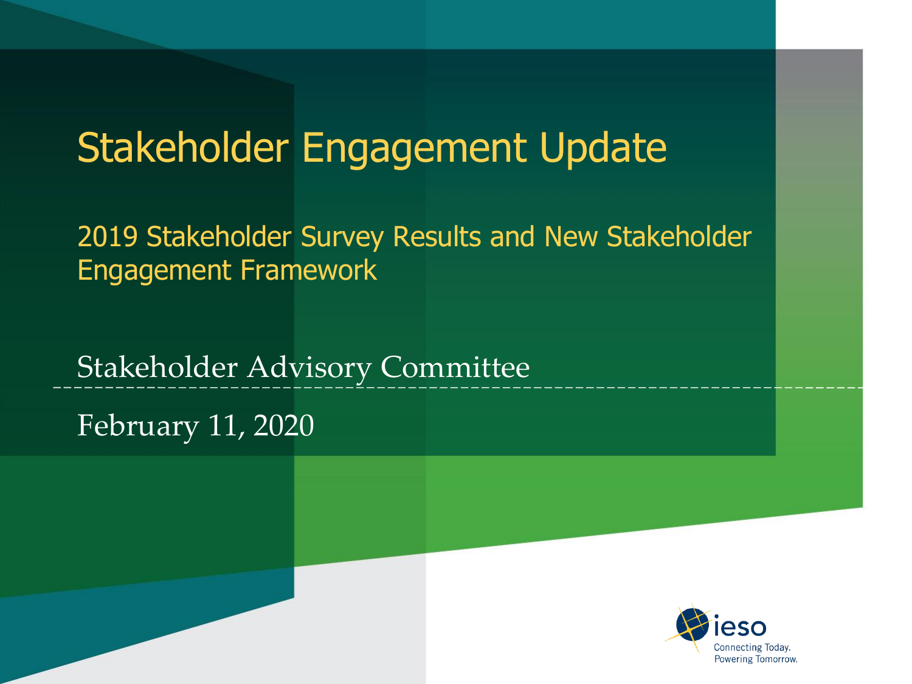# Stakeholder Engagement Update

## 2019 Stakeholder Survey Results and New Stakeholder Engagement Framework

Stakeholder Advisory Committee

February 11, 2020

ieso

Connecting Today.
Powering Tomorrow.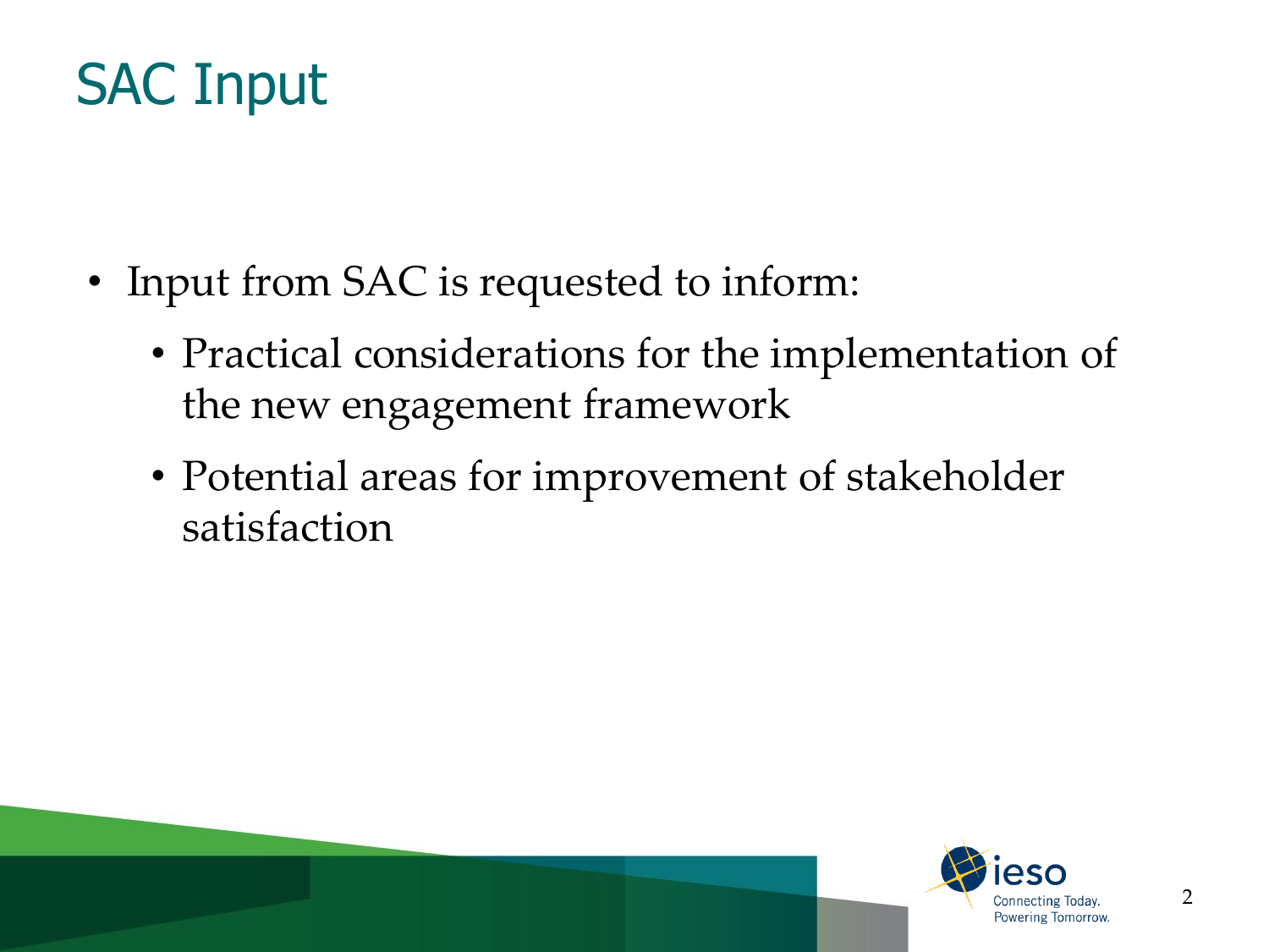# SAC Input

- Input from SAC is requested to inform:
  - Practical considerations for the implementation of the new engagement framework
  - Potential areas for improvement of stakeholder satisfaction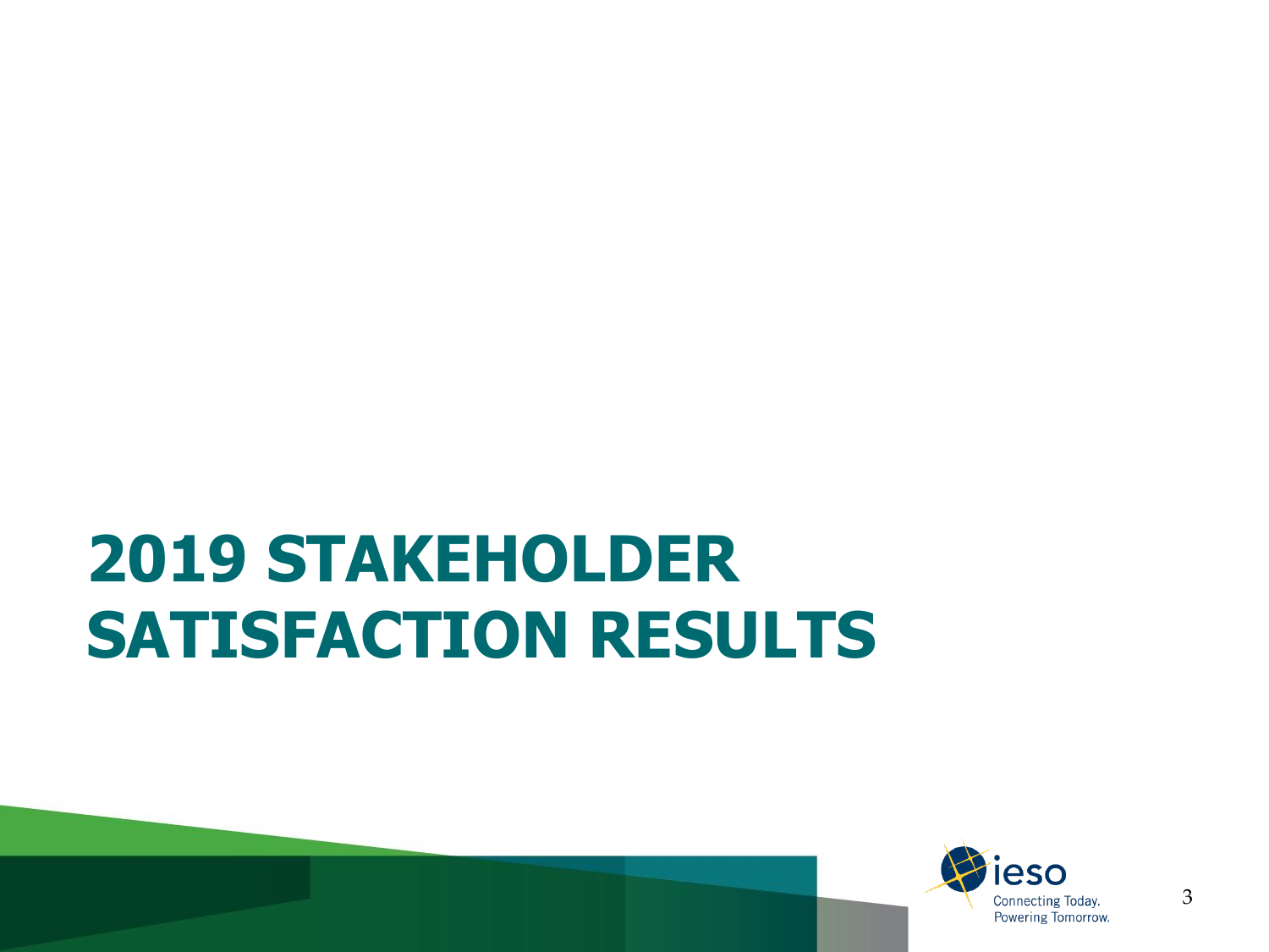# 2019 STAKEHOLDER SATISFACTION RESULTS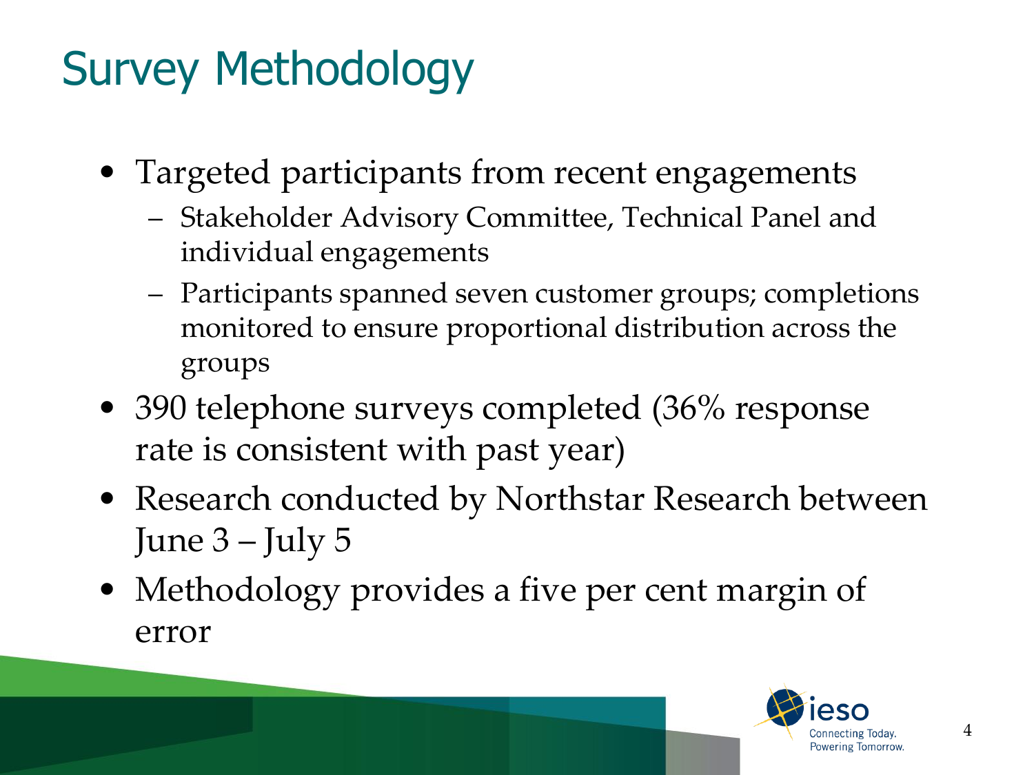# Survey Methodology

- Targeted participants from recent engagements
  - Stakeholder Advisory Committee, Technical Panel and individual engagements
  - Participants spanned seven customer groups; completions monitored to ensure proportional distribution across the groups
- 390 telephone surveys completed (36% response rate is consistent with past year)
- Research conducted by Northstar Research between June 3 – July 5
- Methodology provides a five per cent margin of error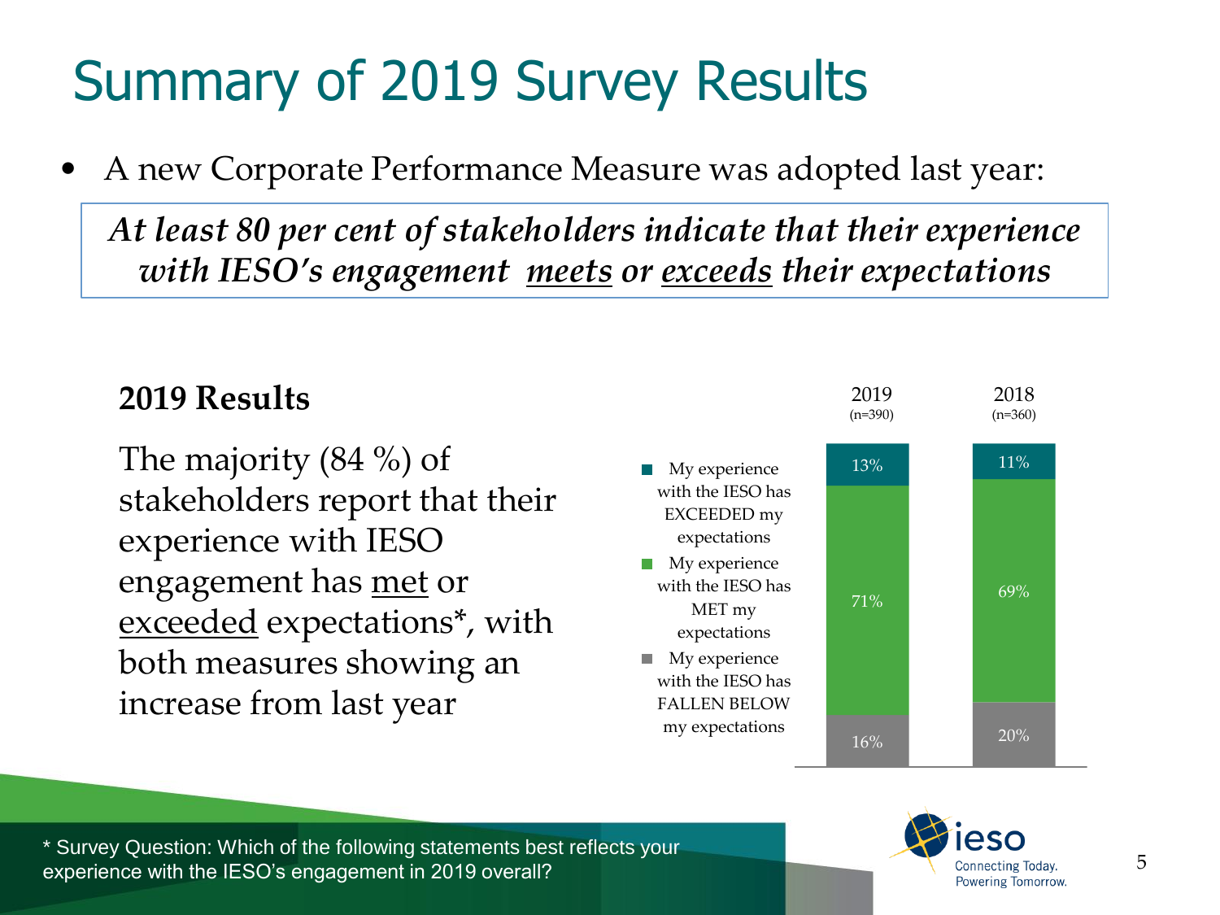# Summary of 2019 Survey Results

- A new Corporate Performance Measure was adopted last year:

> ***At least 80 per cent of stakeholders indicate that their experience with IESO's engagement meets or exceeds their expectations***

**2019 Results**

The majority (84 %) of stakeholders report that their experience with IESO engagement has met or exceeded expectations*, with both measures showing an increase from last year

| | 2019 (n=390) | 2018 (n=360) |
| --- | --- | --- |
| My experience with the IESO has EXCEEDED my expectations | 13% | 11% |
| My experience with the IESO has MET my expectations | 71% | 69% |
| My experience with the IESO has FALLEN BELOW my expectations | 16% | 20% |

* Survey Question: Which of the following statements best reflects your experience with the IESO's engagement in 2019 overall?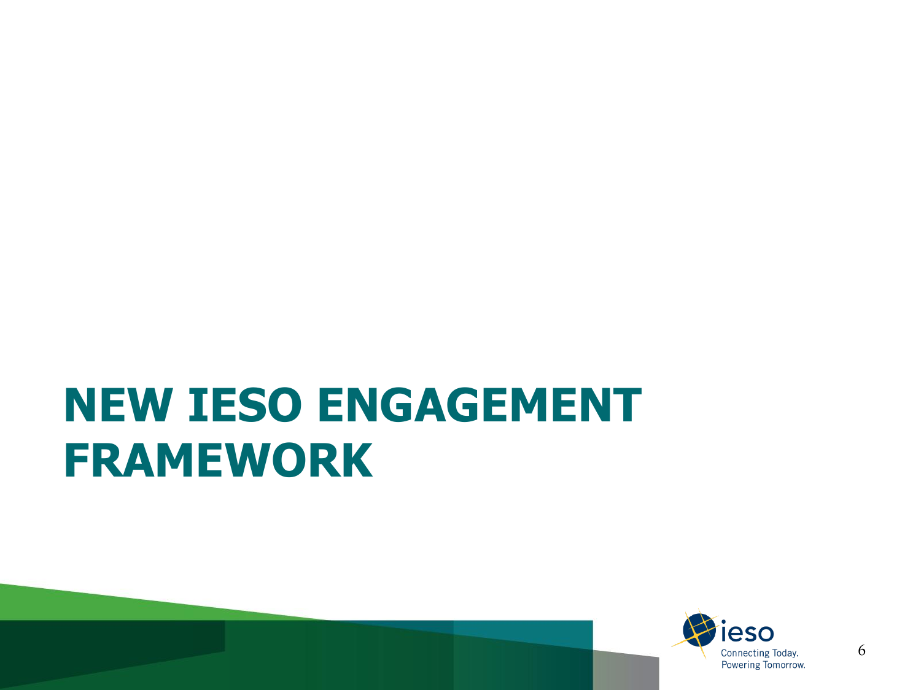# NEW IESO ENGAGEMENT FRAMEWORK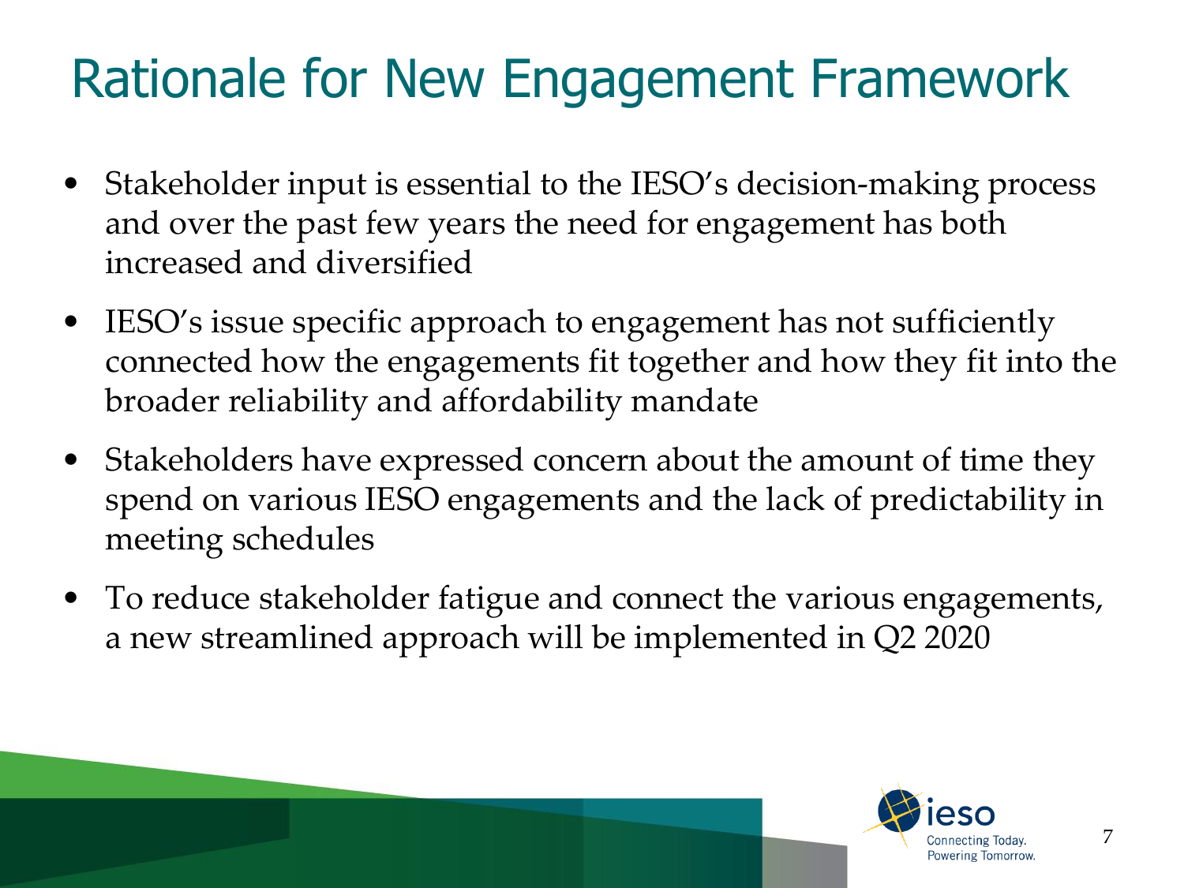# Rationale for New Engagement Framework

- Stakeholder input is essential to the IESO's decision-making process and over the past few years the need for engagement has both increased and diversified
- IESO's issue specific approach to engagement has not sufficiently connected how the engagements fit together and how they fit into the broader reliability and affordability mandate
- Stakeholders have expressed concern about the amount of time they spend on various IESO engagements and the lack of predictability in meeting schedules
- To reduce stakeholder fatigue and connect the various engagements, a new streamlined approach will be implemented in Q2 2020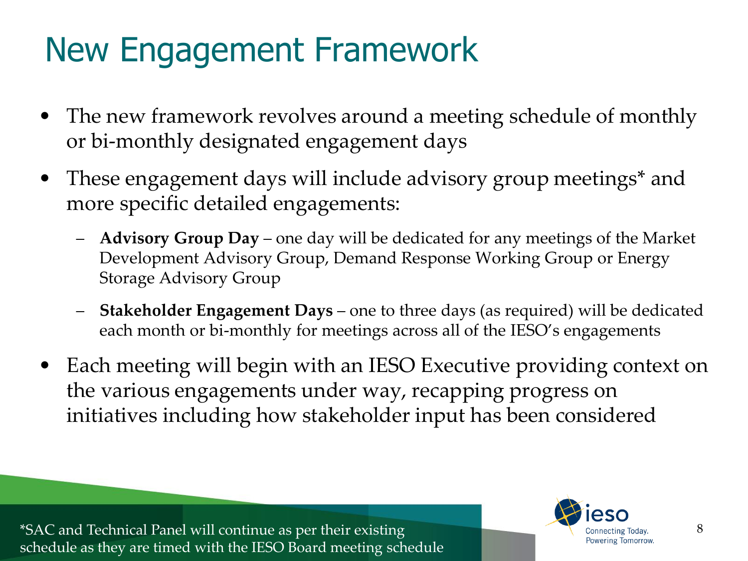# New Engagement Framework

- The new framework revolves around a meeting schedule of monthly or bi-monthly designated engagement days
- These engagement days will include advisory group meetings* and more specific detailed engagements:
  - **Advisory Group Day** – one day will be dedicated for any meetings of the Market Development Advisory Group, Demand Response Working Group or Energy Storage Advisory Group
  - **Stakeholder Engagement Days** – one to three days (as required) will be dedicated each month or bi-monthly for meetings across all of the IESO's engagements
- Each meeting will begin with an IESO Executive providing context on the various engagements under way, recapping progress on initiatives including how stakeholder input has been considered

*SAC and Technical Panel will continue as per their existing schedule as they are timed with the IESO Board meeting schedule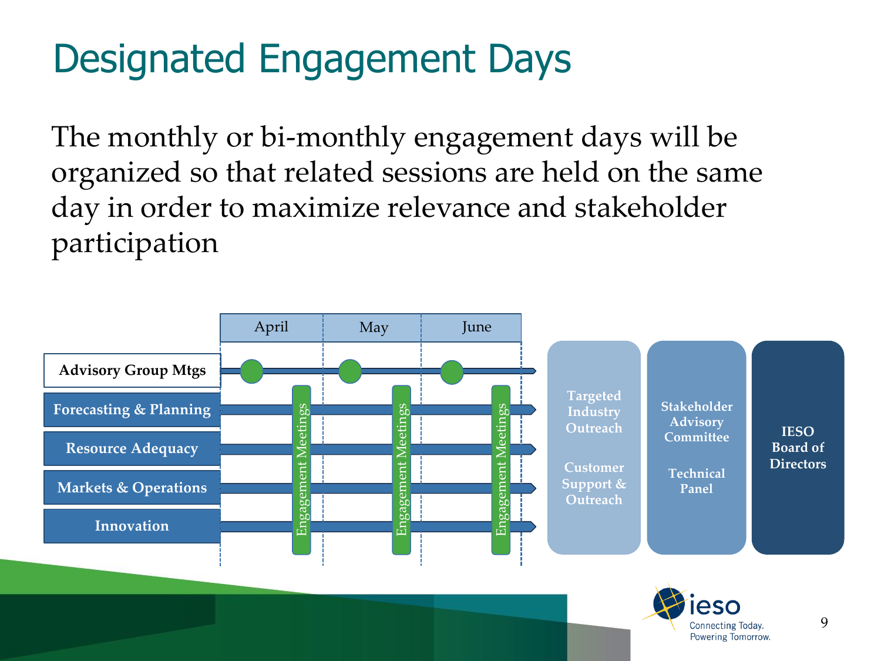# Designated Engagement Days

The monthly or bi-monthly engagement days will be organized so that related sessions are held on the same day in order to maximize relevance and stakeholder participation

| | April | May | June |
|---|---|---|---|
| Advisory Group Mtgs | | | |
| Forecasting & Planning | Engagement Meetings | Engagement Meetings | Engagement Meetings |
| Resource Adequacy | | | |
| Markets & Operations | | | |
| Innovation | | | |

- Targeted Industry Outreach
- Customer Support & Outreach
- Stakeholder Advisory Committee
- Technical Panel
- IESO Board of Directors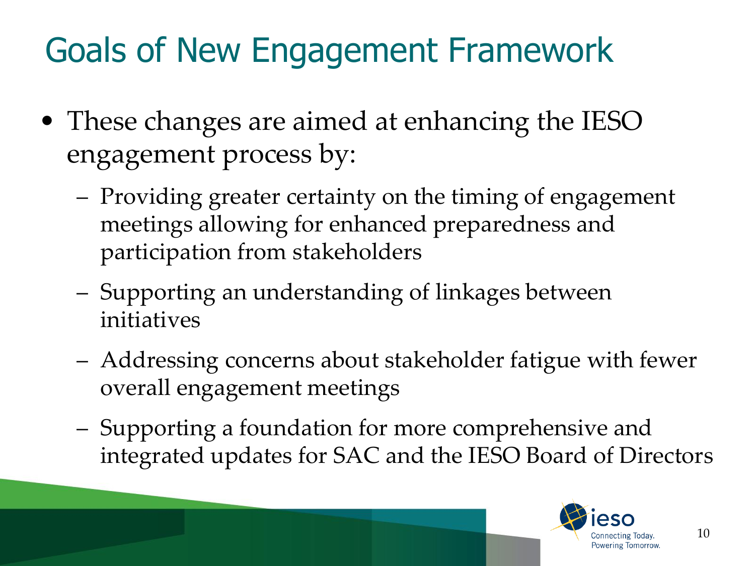# Goals of New Engagement Framework

- These changes are aimed at enhancing the IESO engagement process by:
  - Providing greater certainty on the timing of engagement meetings allowing for enhanced preparedness and participation from stakeholders
  - Supporting an understanding of linkages between initiatives
  - Addressing concerns about stakeholder fatigue with fewer overall engagement meetings
  - Supporting a foundation for more comprehensive and integrated updates for SAC and the IESO Board of Directors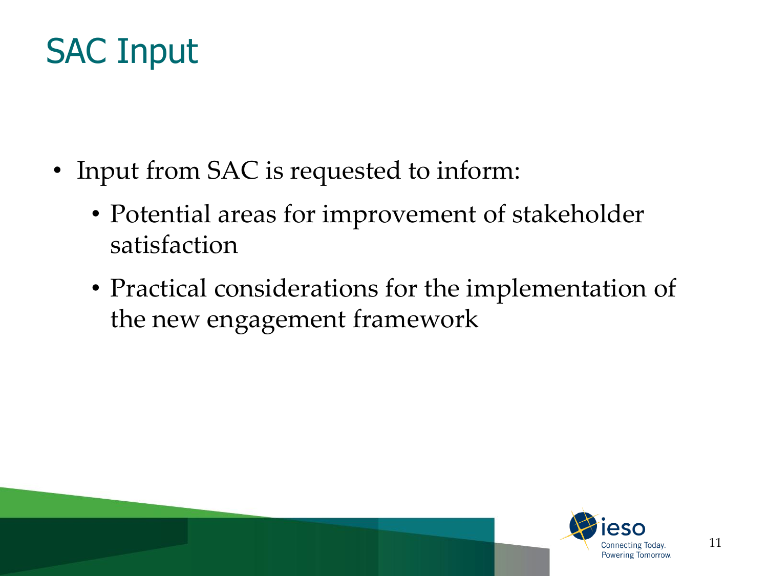# SAC Input

- Input from SAC is requested to inform:
  - Potential areas for improvement of stakeholder satisfaction
  - Practical considerations for the implementation of the new engagement framework